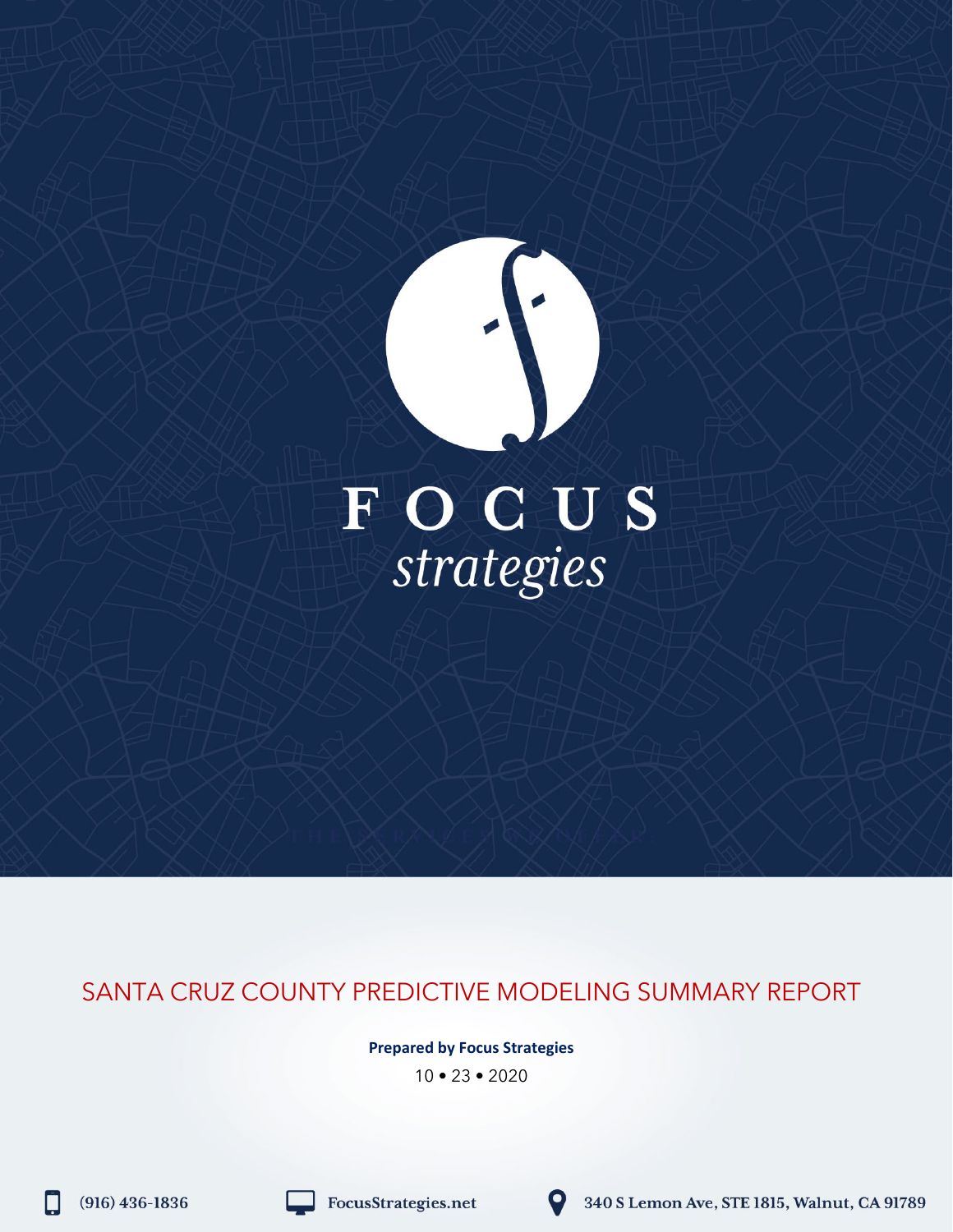# FOCUS *strategies*

# SANTA CRUZ COUNTY PREDICTIVE MODELING SUMMARY REPORT

**Prepared by Focus Strategies**

10 • 23 • 2020

(916) 436-1836

FocusStrategies.net

340 S Lemon Ave, STE 1815, Walnut, CA 91789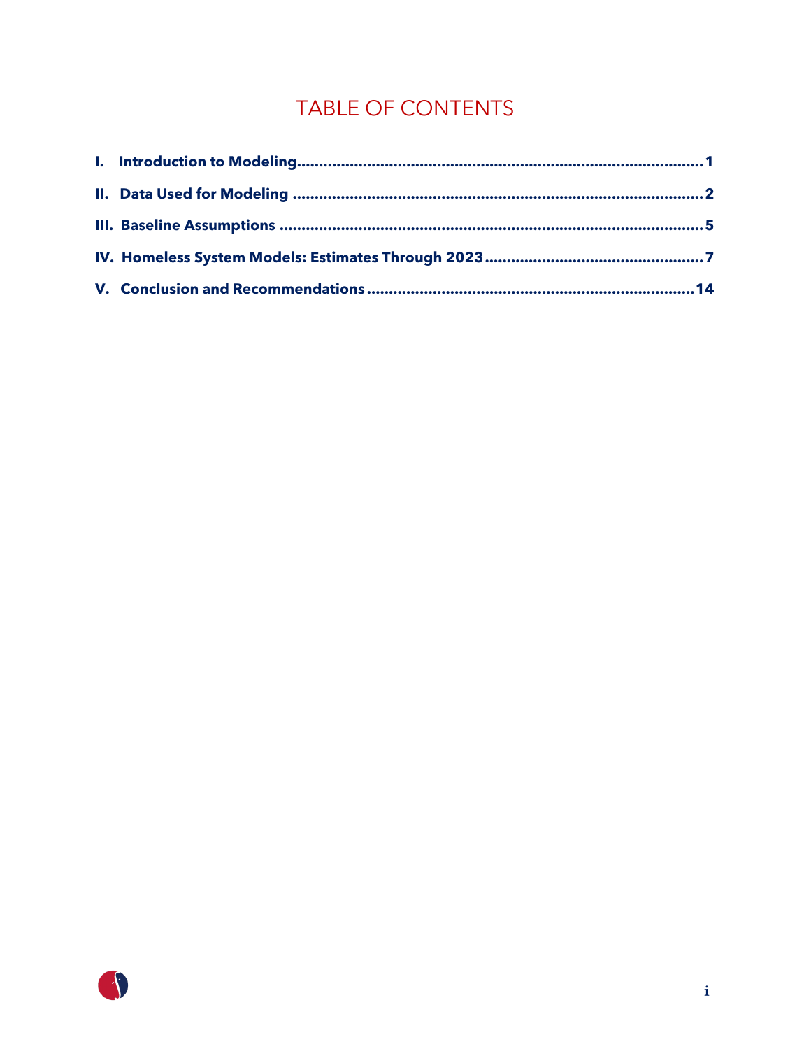# TABLE OF CONTENTS

**I. Introduction to Modeling** ........................................................................................ **1**

**II. Data Used for Modeling** ........................................................................................ **2**

**III. Baseline Assumptions** ........................................................................................ **5**

**IV. Homeless System Models: Estimates Through 2023** ........................................ **7**

**V. Conclusion and Recommendations** ..................................................................... **14**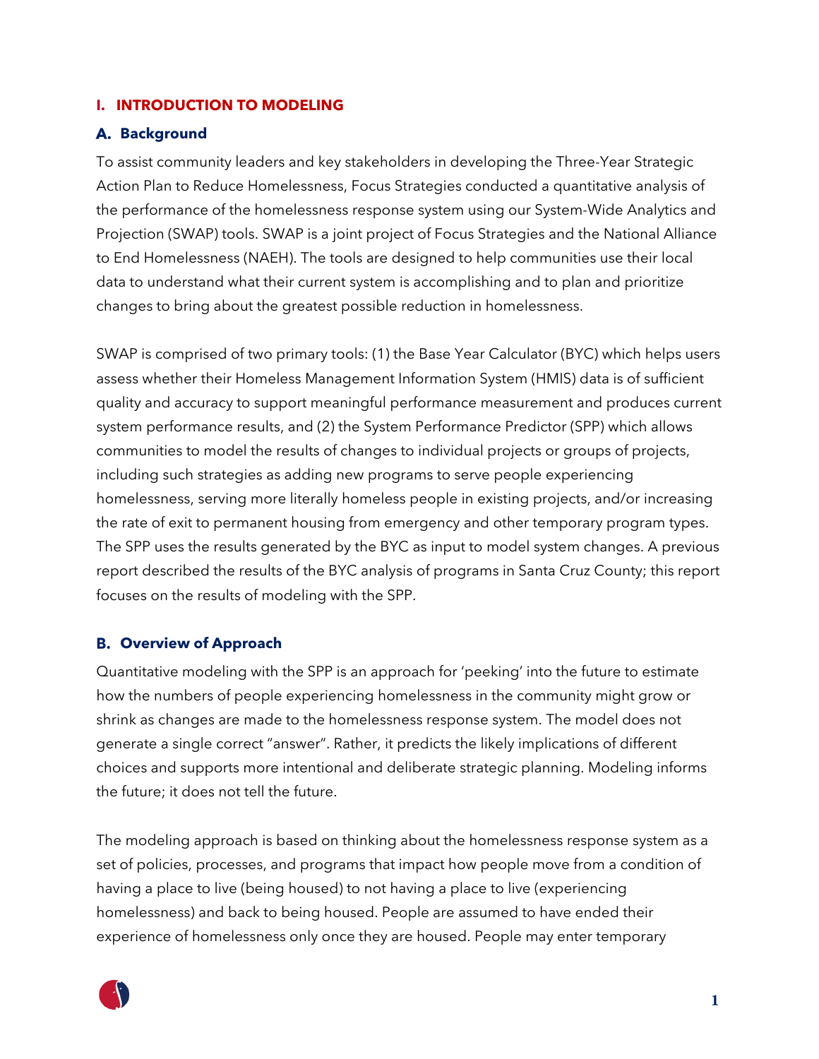# I. INTRODUCTION TO MODELING

## A. Background

To assist community leaders and key stakeholders in developing the Three-Year Strategic Action Plan to Reduce Homelessness, Focus Strategies conducted a quantitative analysis of the performance of the homelessness response system using our System-Wide Analytics and Projection (SWAP) tools. SWAP is a joint project of Focus Strategies and the National Alliance to End Homelessness (NAEH). The tools are designed to help communities use their local data to understand what their current system is accomplishing and to plan and prioritize changes to bring about the greatest possible reduction in homelessness.

SWAP is comprised of two primary tools: (1) the Base Year Calculator (BYC) which helps users assess whether their Homeless Management Information System (HMIS) data is of sufficient quality and accuracy to support meaningful performance measurement and produces current system performance results, and (2) the System Performance Predictor (SPP) which allows communities to model the results of changes to individual projects or groups of projects, including such strategies as adding new programs to serve people experiencing homelessness, serving more literally homeless people in existing projects, and/or increasing the rate of exit to permanent housing from emergency and other temporary program types. The SPP uses the results generated by the BYC as input to model system changes. A previous report described the results of the BYC analysis of programs in Santa Cruz County; this report focuses on the results of modeling with the SPP.

## B. Overview of Approach

Quantitative modeling with the SPP is an approach for 'peeking' into the future to estimate how the numbers of people experiencing homelessness in the community might grow or shrink as changes are made to the homelessness response system. The model does not generate a single correct "answer". Rather, it predicts the likely implications of different choices and supports more intentional and deliberate strategic planning. Modeling informs the future; it does not tell the future.

The modeling approach is based on thinking about the homelessness response system as a set of policies, processes, and programs that impact how people move from a condition of having a place to live (being housed) to not having a place to live (experiencing homelessness) and back to being housed. People are assumed to have ended their experience of homelessness only once they are housed. People may enter temporary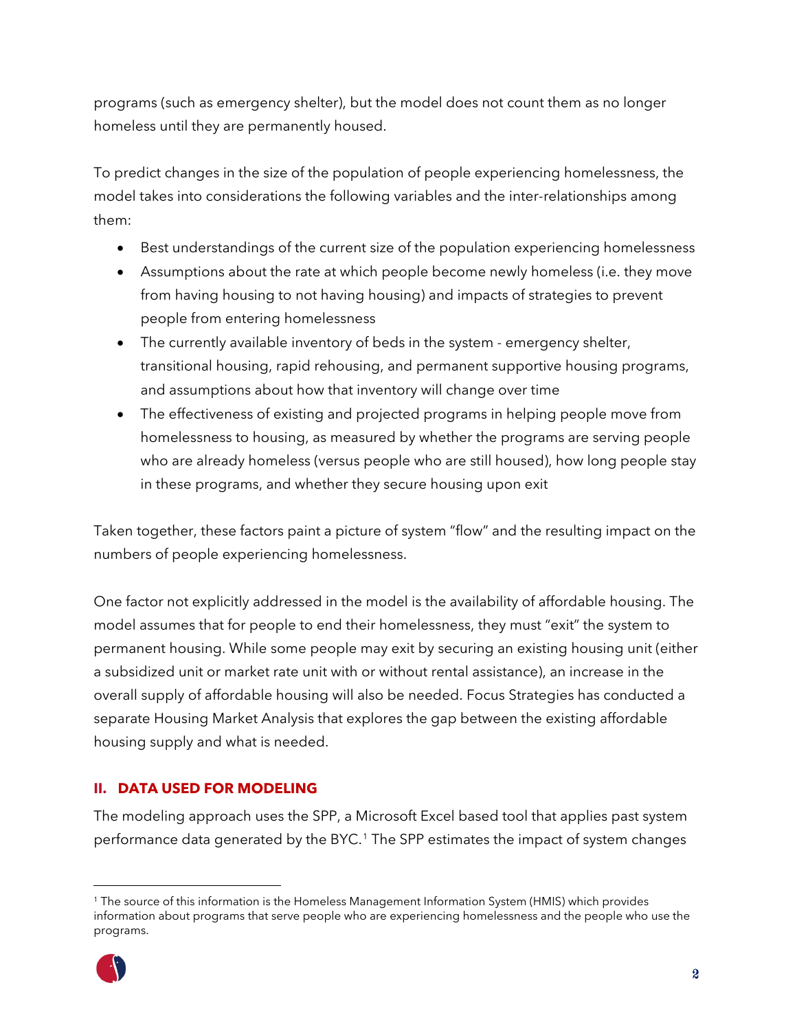programs (such as emergency shelter), but the model does not count them as no longer homeless until they are permanently housed.

To predict changes in the size of the population of people experiencing homelessness, the model takes into considerations the following variables and the inter-relationships among them:

- Best understandings of the current size of the population experiencing homelessness
- Assumptions about the rate at which people become newly homeless (i.e. they move from having housing to not having housing) and impacts of strategies to prevent people from entering homelessness
- The currently available inventory of beds in the system - emergency shelter, transitional housing, rapid rehousing, and permanent supportive housing programs, and assumptions about how that inventory will change over time
- The effectiveness of existing and projected programs in helping people move from homelessness to housing, as measured by whether the programs are serving people who are already homeless (versus people who are still housed), how long people stay in these programs, and whether they secure housing upon exit

Taken together, these factors paint a picture of system "flow" and the resulting impact on the numbers of people experiencing homelessness.

One factor not explicitly addressed in the model is the availability of affordable housing. The model assumes that for people to end their homelessness, they must "exit" the system to permanent housing. While some people may exit by securing an existing housing unit (either a subsidized unit or market rate unit with or without rental assistance), an increase in the overall supply of affordable housing will also be needed. Focus Strategies has conducted a separate Housing Market Analysis that explores the gap between the existing affordable housing supply and what is needed.

## II. DATA USED FOR MODELING

The modeling approach uses the SPP, a Microsoft Excel based tool that applies past system performance data generated by the BYC.[1] The SPP estimates the impact of system changes

[1] The source of this information is the Homeless Management Information System (HMIS) which provides information about programs that serve people who are experiencing homelessness and the people who use the programs.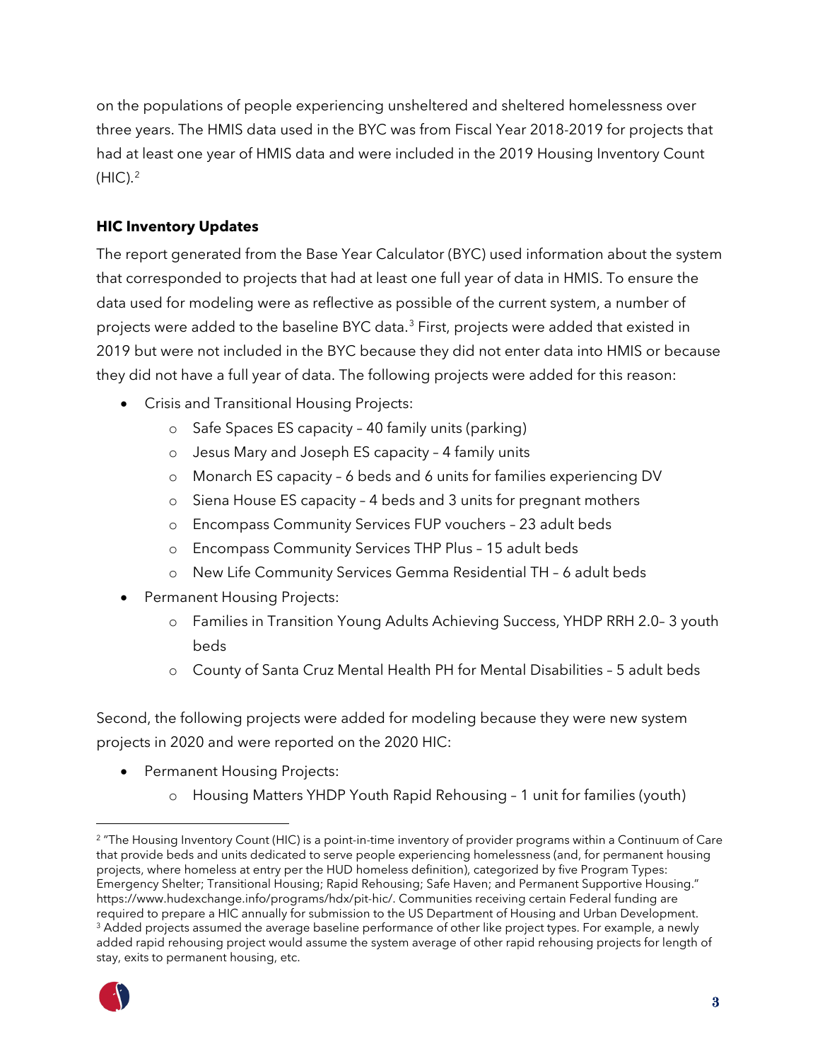on the populations of people experiencing unsheltered and sheltered homelessness over three years. The HMIS data used in the BYC was from Fiscal Year 2018-2019 for projects that had at least one year of HMIS data and were included in the 2019 Housing Inventory Count (HIC).[2]

**HIC Inventory Updates**

The report generated from the Base Year Calculator (BYC) used information about the system that corresponded to projects that had at least one full year of data in HMIS. To ensure the data used for modeling were as reflective as possible of the current system, a number of projects were added to the baseline BYC data.[3] First, projects were added that existed in 2019 but were not included in the BYC because they did not enter data into HMIS or because they did not have a full year of data. The following projects were added for this reason:

- Crisis and Transitional Housing Projects:
    - Safe Spaces ES capacity – 40 family units (parking)
    - Jesus Mary and Joseph ES capacity – 4 family units
    - Monarch ES capacity – 6 beds and 6 units for families experiencing DV
    - Siena House ES capacity – 4 beds and 3 units for pregnant mothers
    - Encompass Community Services FUP vouchers – 23 adult beds
    - Encompass Community Services THP Plus – 15 adult beds
    - New Life Community Services Gemma Residential TH – 6 adult beds
- Permanent Housing Projects:
    - Families in Transition Young Adults Achieving Success, YHDP RRH 2.0– 3 youth beds
    - County of Santa Cruz Mental Health PH for Mental Disabilities – 5 adult beds

Second, the following projects were added for modeling because they were new system projects in 2020 and were reported on the 2020 HIC:

- Permanent Housing Projects:
    - Housing Matters YHDP Youth Rapid Rehousing – 1 unit for families (youth)

---

[2] "The Housing Inventory Count (HIC) is a point-in-time inventory of provider programs within a Continuum of Care that provide beds and units dedicated to serve people experiencing homelessness (and, for permanent housing projects, where homeless at entry per the HUD homeless definition), categorized by five Program Types: Emergency Shelter; Transitional Housing; Rapid Rehousing; Safe Haven; and Permanent Supportive Housing." https://www.hudexchange.info/programs/hdx/pit-hic/. Communities receiving certain Federal funding are required to prepare a HIC annually for submission to the US Department of Housing and Urban Development.

[3] Added projects assumed the average baseline performance of other like project types. For example, a newly added rapid rehousing project would assume the system average of other rapid rehousing projects for length of stay, exits to permanent housing, etc.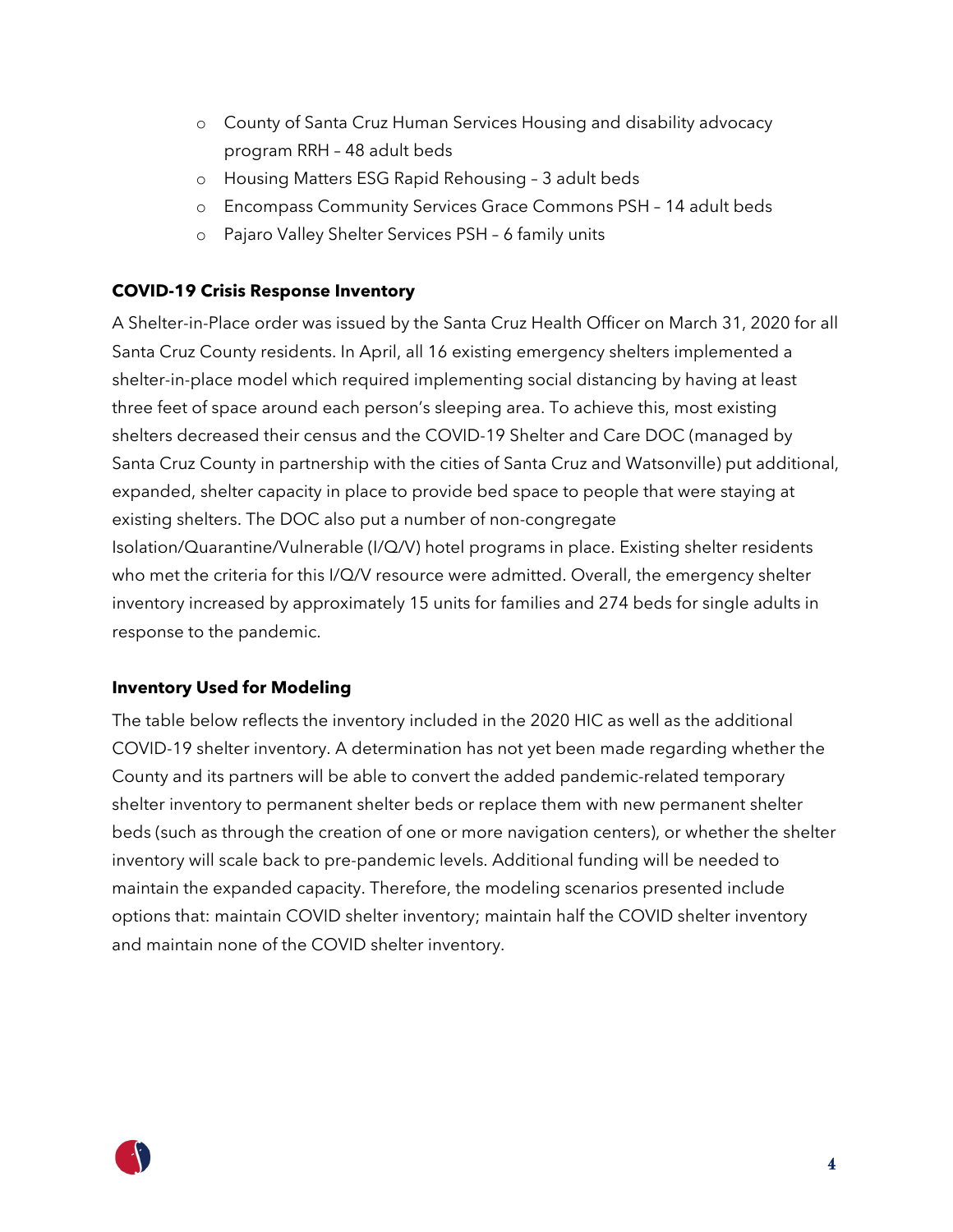- County of Santa Cruz Human Services Housing and disability advocacy program RRH – 48 adult beds
- Housing Matters ESG Rapid Rehousing – 3 adult beds
- Encompass Community Services Grace Commons PSH – 14 adult beds
- Pajaro Valley Shelter Services PSH – 6 family units

### COVID-19 Crisis Response Inventory

A Shelter-in-Place order was issued by the Santa Cruz Health Officer on March 31, 2020 for all Santa Cruz County residents. In April, all 16 existing emergency shelters implemented a shelter-in-place model which required implementing social distancing by having at least three feet of space around each person's sleeping area. To achieve this, most existing shelters decreased their census and the COVID-19 Shelter and Care DOC (managed by Santa Cruz County in partnership with the cities of Santa Cruz and Watsonville) put additional, expanded, shelter capacity in place to provide bed space to people that were staying at existing shelters. The DOC also put a number of non-congregate Isolation/Quarantine/Vulnerable (I/Q/V) hotel programs in place. Existing shelter residents who met the criteria for this I/Q/V resource were admitted. Overall, the emergency shelter inventory increased by approximately 15 units for families and 274 beds for single adults in response to the pandemic.

### Inventory Used for Modeling

The table below reflects the inventory included in the 2020 HIC as well as the additional COVID-19 shelter inventory. A determination has not yet been made regarding whether the County and its partners will be able to convert the added pandemic-related temporary shelter inventory to permanent shelter beds or replace them with new permanent shelter beds (such as through the creation of one or more navigation centers), or whether the shelter inventory will scale back to pre-pandemic levels. Additional funding will be needed to maintain the expanded capacity. Therefore, the modeling scenarios presented include options that: maintain COVID shelter inventory; maintain half the COVID shelter inventory and maintain none of the COVID shelter inventory.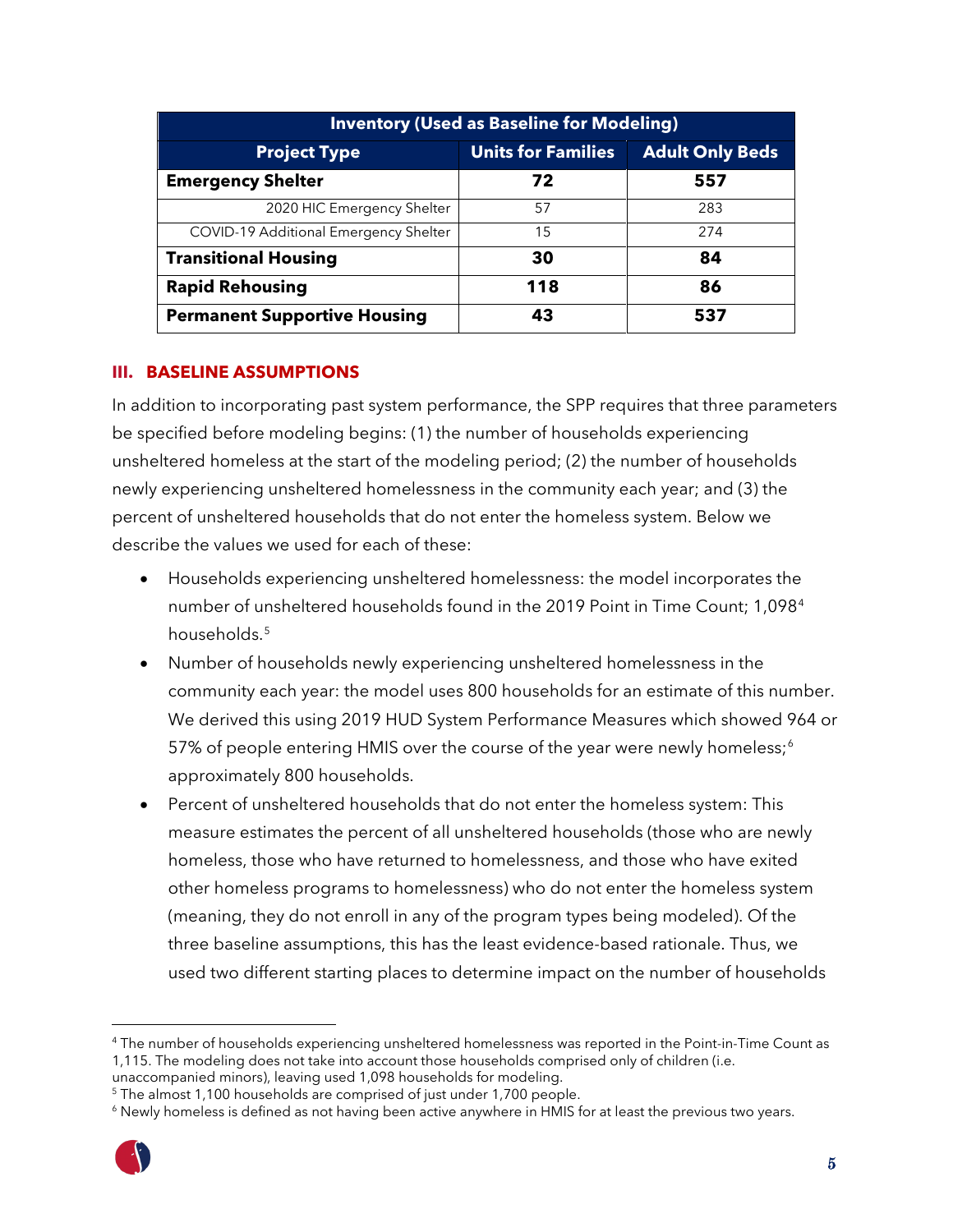| Inventory (Used as Baseline for Modeling) | | |
|---|---|---|
| **Project Type** | **Units for Families** | **Adult Only Beds** |
| **Emergency Shelter** | **72** | **557** |
| 2020 HIC Emergency Shelter | 57 | 283 |
| COVID-19 Additional Emergency Shelter | 15 | 274 |
| **Transitional Housing** | **30** | **84** |
| **Rapid Rehousing** | **118** | **86** |
| **Permanent Supportive Housing** | **43** | **537** |

## III. BASELINE ASSUMPTIONS

In addition to incorporating past system performance, the SPP requires that three parameters be specified before modeling begins: (1) the number of households experiencing unsheltered homeless at the start of the modeling period; (2) the number of households newly experiencing unsheltered homelessness in the community each year; and (3) the percent of unsheltered households that do not enter the homeless system. Below we describe the values we used for each of these:

- Households experiencing unsheltered homelessness: the model incorporates the number of unsheltered households found in the 2019 Point in Time Count; 1,098[4] households.[5]
- Number of households newly experiencing unsheltered homelessness in the community each year: the model uses 800 households for an estimate of this number. We derived this using 2019 HUD System Performance Measures which showed 964 or 57% of people entering HMIS over the course of the year were newly homeless;[6] approximately 800 households.
- Percent of unsheltered households that do not enter the homeless system: This measure estimates the percent of all unsheltered households (those who are newly homeless, those who have returned to homelessness, and those who have exited other homeless programs to homelessness) who do not enter the homeless system (meaning, they do not enroll in any of the program types being modeled). Of the three baseline assumptions, this has the least evidence-based rationale. Thus, we used two different starting places to determine impact on the number of households

[4] The number of households experiencing unsheltered homelessness was reported in the Point-in-Time Count as 1,115. The modeling does not take into account those households comprised only of children (i.e. unaccompanied minors), leaving used 1,098 households for modeling.

[5] The almost 1,100 households are comprised of just under 1,700 people.

[6] Newly homeless is defined as not having been active anywhere in HMIS for at least the previous two years.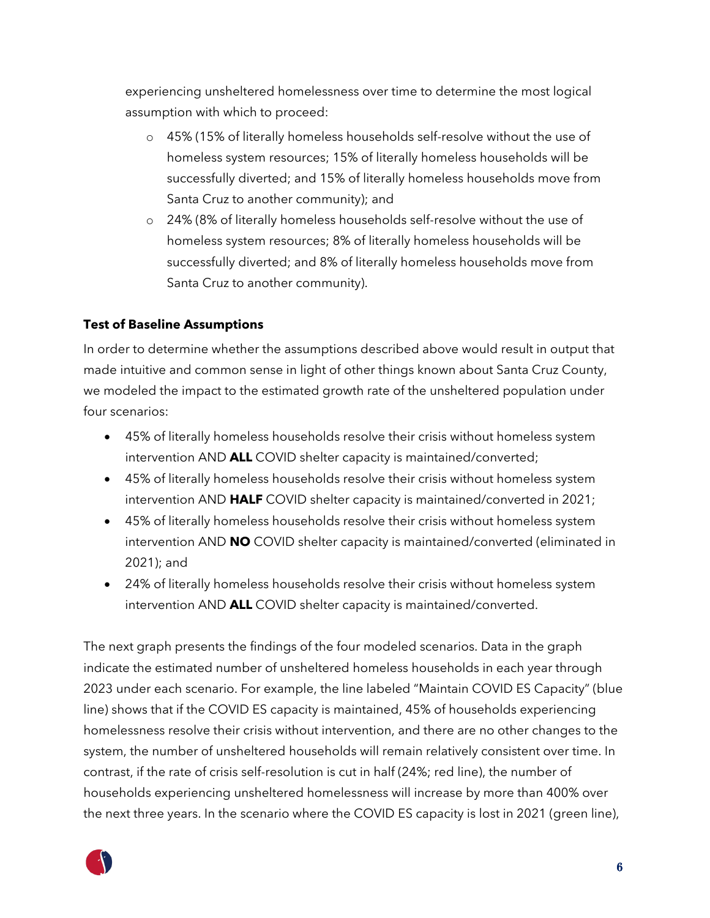experiencing unsheltered homelessness over time to determine the most logical assumption with which to proceed:

- 45% (15% of literally homeless households self-resolve without the use of homeless system resources; 15% of literally homeless households will be successfully diverted; and 15% of literally homeless households move from Santa Cruz to another community); and
- 24% (8% of literally homeless households self-resolve without the use of homeless system resources; 8% of literally homeless households will be successfully diverted; and 8% of literally homeless households move from Santa Cruz to another community).

**Test of Baseline Assumptions**

In order to determine whether the assumptions described above would result in output that made intuitive and common sense in light of other things known about Santa Cruz County, we modeled the impact to the estimated growth rate of the unsheltered population under four scenarios:

- 45% of literally homeless households resolve their crisis without homeless system intervention AND **ALL** COVID shelter capacity is maintained/converted;
- 45% of literally homeless households resolve their crisis without homeless system intervention AND **HALF** COVID shelter capacity is maintained/converted in 2021;
- 45% of literally homeless households resolve their crisis without homeless system intervention AND **NO** COVID shelter capacity is maintained/converted (eliminated in 2021); and
- 24% of literally homeless households resolve their crisis without homeless system intervention AND **ALL** COVID shelter capacity is maintained/converted.

The next graph presents the findings of the four modeled scenarios. Data in the graph indicate the estimated number of unsheltered homeless households in each year through 2023 under each scenario. For example, the line labeled "Maintain COVID ES Capacity" (blue line) shows that if the COVID ES capacity is maintained, 45% of households experiencing homelessness resolve their crisis without intervention, and there are no other changes to the system, the number of unsheltered households will remain relatively consistent over time. In contrast, if the rate of crisis self-resolution is cut in half (24%; red line), the number of households experiencing unsheltered homelessness will increase by more than 400% over the next three years. In the scenario where the COVID ES capacity is lost in 2021 (green line),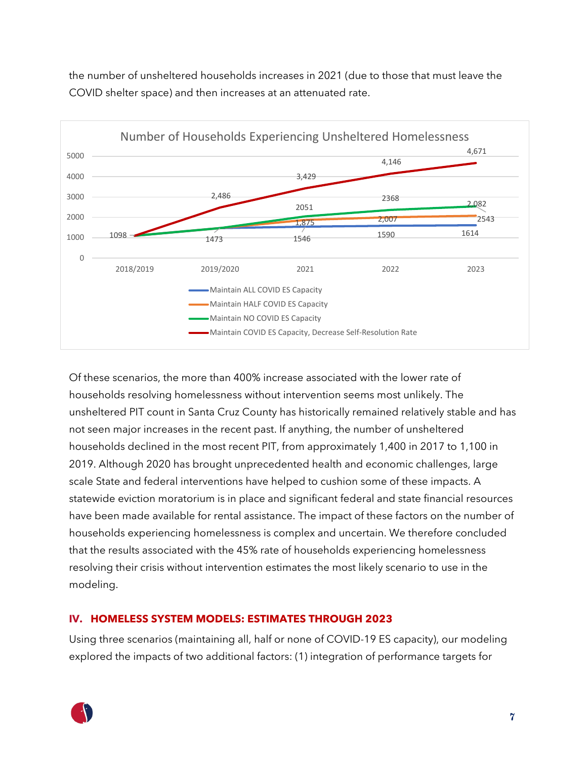the number of unsheltered households increases in 2021 (due to those that must leave the COVID shelter space) and then increases at an attenuated rate.

**Number of Households Experiencing Unsheltered Homelessness**

| Scenario | 2018/2019 | 2019/2020 | 2021 | 2022 | 2023 |
| --- | --- | --- | --- | --- | --- |
| Maintain ALL COVID ES Capacity | 1098 | 1473 | 1546 | 1590 | 1614 |
| Maintain HALF COVID ES Capacity | 1098 | | 1,875 | 2,007 | 2,082 |
| Maintain NO COVID ES Capacity | 1098 | | 2051 | 2368 | 2543 |
| Maintain COVID ES Capacity, Decrease Self-Resolution Rate | 1098 | 2,486 | 3,429 | 4,146 | 4,671 |

Of these scenarios, the more than 400% increase associated with the lower rate of households resolving homelessness without intervention seems most unlikely. The unsheltered PIT count in Santa Cruz County has historically remained relatively stable and has not seen major increases in the recent past. If anything, the number of unsheltered households declined in the most recent PIT, from approximately 1,400 in 2017 to 1,100 in 2019. Although 2020 has brought unprecedented health and economic challenges, large scale State and federal interventions have helped to cushion some of these impacts. A statewide eviction moratorium is in place and significant federal and state financial resources have been made available for rental assistance. The impact of these factors on the number of households experiencing homelessness is complex and uncertain. We therefore concluded that the results associated with the 45% rate of households experiencing homelessness resolving their crisis without intervention estimates the most likely scenario to use in the modeling.

## IV. HOMELESS SYSTEM MODELS: ESTIMATES THROUGH 2023

Using three scenarios (maintaining all, half or none of COVID-19 ES capacity), our modeling explored the impacts of two additional factors: (1) integration of performance targets for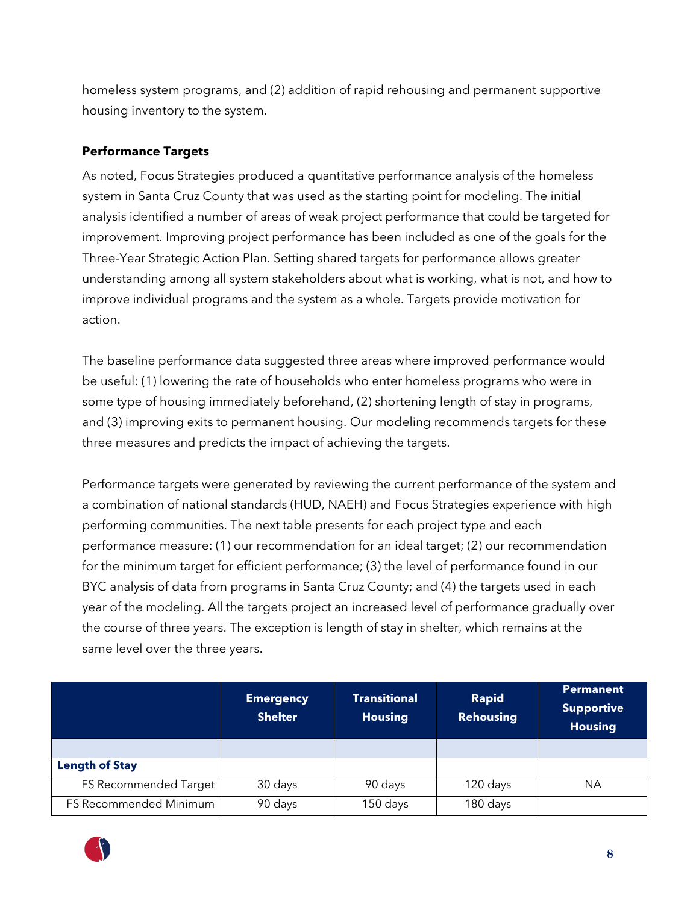homeless system programs, and (2) addition of rapid rehousing and permanent supportive housing inventory to the system.

**Performance Targets**

As noted, Focus Strategies produced a quantitative performance analysis of the homeless system in Santa Cruz County that was used as the starting point for modeling. The initial analysis identified a number of areas of weak project performance that could be targeted for improvement. Improving project performance has been included as one of the goals for the Three-Year Strategic Action Plan. Setting shared targets for performance allows greater understanding among all system stakeholders about what is working, what is not, and how to improve individual programs and the system as a whole. Targets provide motivation for action.

The baseline performance data suggested three areas where improved performance would be useful: (1) lowering the rate of households who enter homeless programs who were in some type of housing immediately beforehand, (2) shortening length of stay in programs, and (3) improving exits to permanent housing. Our modeling recommends targets for these three measures and predicts the impact of achieving the targets.

Performance targets were generated by reviewing the current performance of the system and a combination of national standards (HUD, NAEH) and Focus Strategies experience with high performing communities. The next table presents for each project type and each performance measure: (1) our recommendation for an ideal target; (2) our recommendation for the minimum target for efficient performance; (3) the level of performance found in our BYC analysis of data from programs in Santa Cruz County; and (4) the targets used in each year of the modeling. All the targets project an increased level of performance gradually over the course of three years. The exception is length of stay in shelter, which remains at the same level over the three years.

| | Emergency Shelter | Transitional Housing | Rapid Rehousing | Permanent Supportive Housing |
|---|---|---|---|---|
| | | | | |
| **Length of Stay** | | | | |
| FS Recommended Target | 30 days | 90 days | 120 days | NA |
| FS Recommended Minimum | 90 days | 150 days | 180 days | |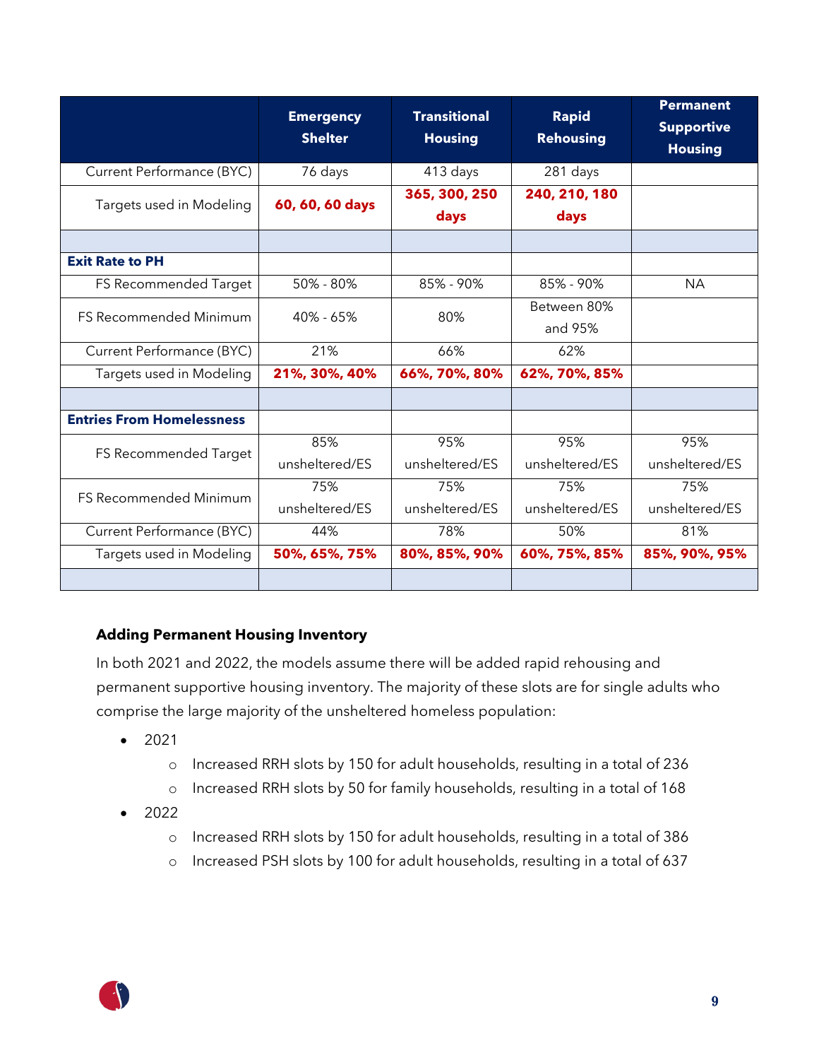| | Emergency Shelter | Transitional Housing | Rapid Rehousing | Permanent Supportive Housing |
|---|---|---|---|---|
| Current Performance (BYC) | 76 days | 413 days | 281 days | |
| Targets used in Modeling | **60, 60, 60 days** | **365, 300, 250 days** | **240, 210, 180 days** | |
| | | | | |
| **Exit Rate to PH** | | | | |
| FS Recommended Target | 50% - 80% | 85% - 90% | 85% - 90% | NA |
| FS Recommended Minimum | 40% - 65% | 80% | Between 80% and 95% | |
| Current Performance (BYC) | 21% | 66% | 62% | |
| Targets used in Modeling | **21%, 30%, 40%** | **66%, 70%, 80%** | **62%, 70%, 85%** | |
| | | | | |
| **Entries From Homelessness** | | | | |
| FS Recommended Target | 85% unsheltered/ES | 95% unsheltered/ES | 95% unsheltered/ES | 95% unsheltered/ES |
| FS Recommended Minimum | 75% unsheltered/ES | 75% unsheltered/ES | 75% unsheltered/ES | 75% unsheltered/ES |
| Current Performance (BYC) | 44% | 78% | 50% | 81% |
| Targets used in Modeling | **50%, 65%, 75%** | **80%, 85%, 90%** | **60%, 75%, 85%** | **85%, 90%, 95%** |
| | | | | |

### Adding Permanent Housing Inventory

In both 2021 and 2022, the models assume there will be added rapid rehousing and permanent supportive housing inventory. The majority of these slots are for single adults who comprise the large majority of the unsheltered homeless population:

- 2021
  - Increased RRH slots by 150 for adult households, resulting in a total of 236
  - Increased RRH slots by 50 for family households, resulting in a total of 168
- 2022
  - Increased RRH slots by 150 for adult households, resulting in a total of 386
  - Increased PSH slots by 100 for adult households, resulting in a total of 637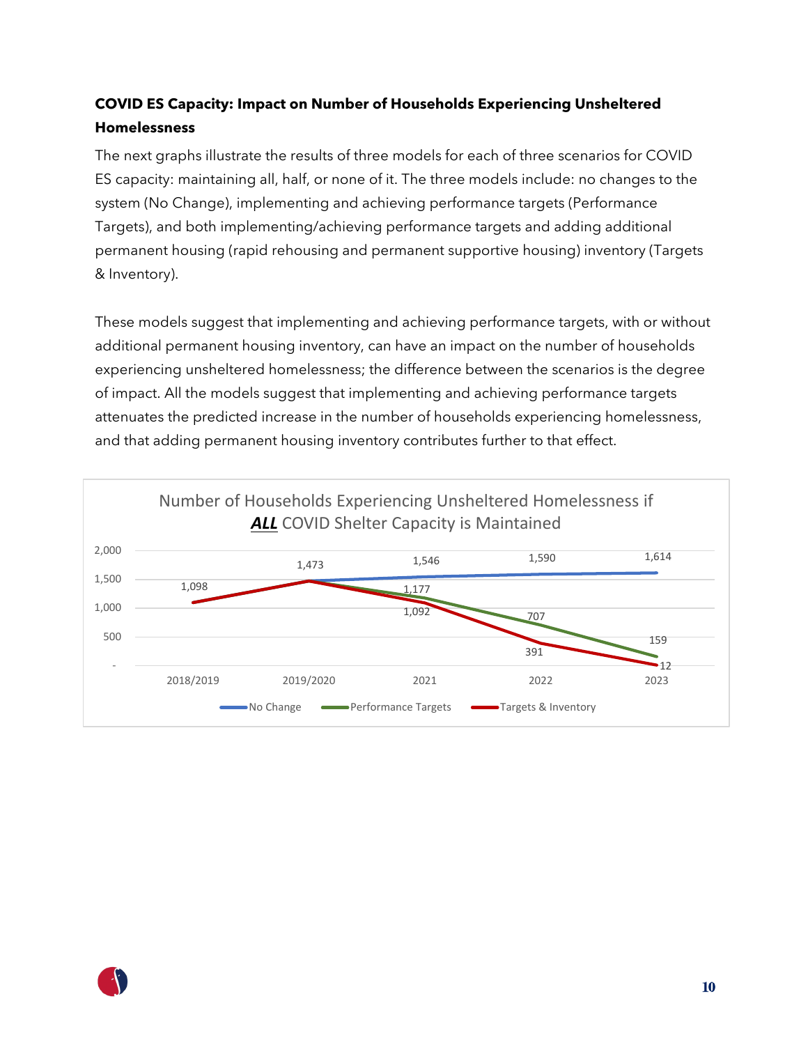### COVID ES Capacity: Impact on Number of Households Experiencing Unsheltered Homelessness

The next graphs illustrate the results of three models for each of three scenarios for COVID ES capacity: maintaining all, half, or none of it. The three models include: no changes to the system (No Change), implementing and achieving performance targets (Performance Targets), and both implementing/achieving performance targets and adding additional permanent housing (rapid rehousing and permanent supportive housing) inventory (Targets & Inventory).

These models suggest that implementing and achieving performance targets, with or without additional permanent housing inventory, can have an impact on the number of households experiencing unsheltered homelessness; the difference between the scenarios is the degree of impact. All the models suggest that implementing and achieving performance targets attenuates the predicted increase in the number of households experiencing homelessness, and that adding permanent housing inventory contributes further to that effect.

**Number of Households Experiencing Unsheltered Homelessness if *ALL* COVID Shelter Capacity is Maintained**

| | 2018/2019 | 2019/2020 | 2021 | 2022 | 2023 |
|---|---|---|---|---|---|
| No Change | 1,098 | 1,473 | 1,546 | 1,590 | 1,614 |
| Performance Targets | 1,098 | 1,473 | 1,177 | 707 | 159 |
| Targets & Inventory | 1,098 | 1,473 | 1,092 | 391 | 12 |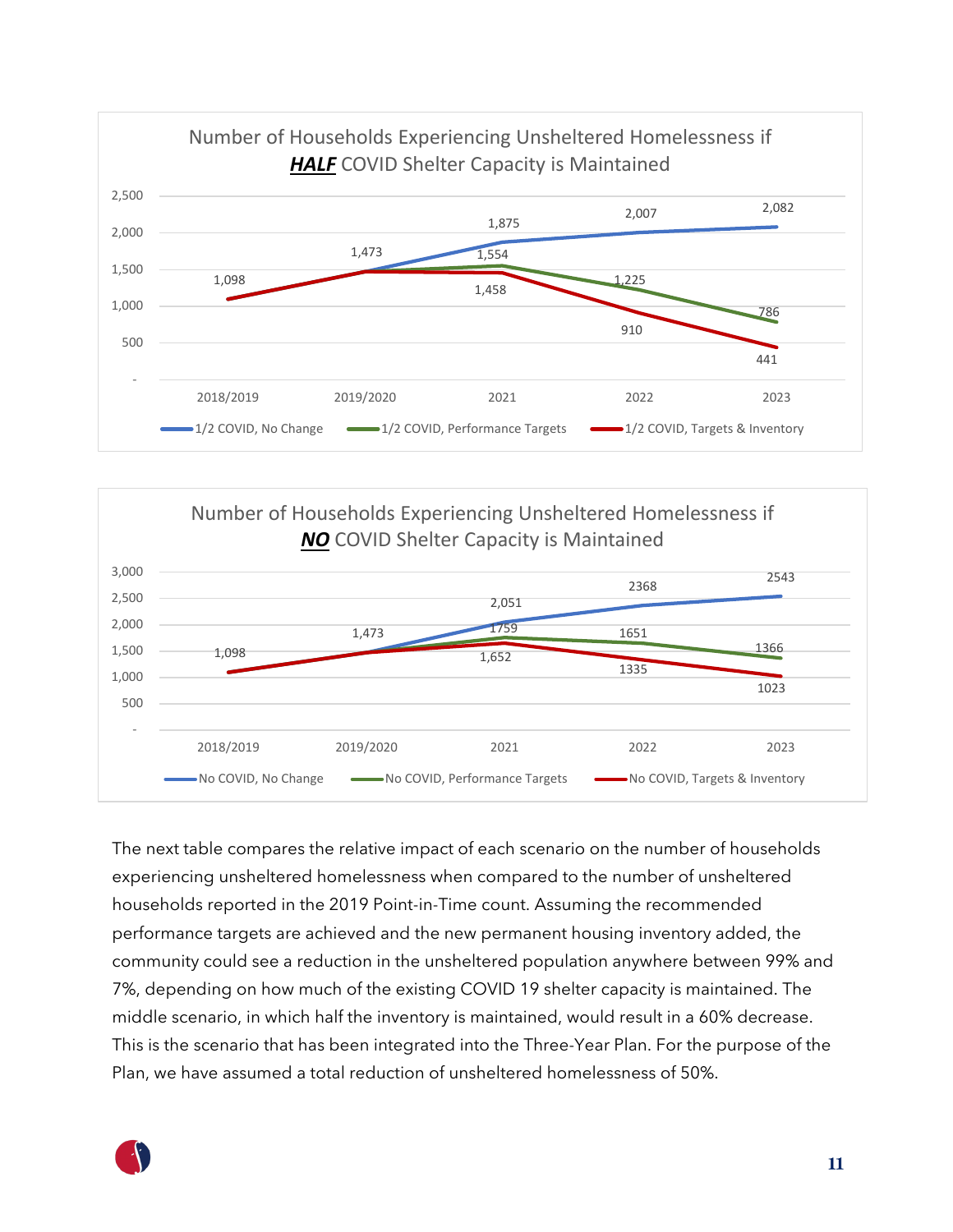Number of Households Experiencing Unsheltered Homelessness if ***HALF*** COVID Shelter Capacity is Maintained

| | 2018/2019 | 2019/2020 | 2021 | 2022 | 2023 |
|---|---|---|---|---|---|
| 1/2 COVID, No Change | 1,098 | 1,473 | 1,875 | 2,007 | 2,082 |
| 1/2 COVID, Performance Targets | 1,098 | 1,473 | 1,554 | 1,225 | 786 |
| 1/2 COVID, Targets & Inventory | 1,098 | 1,473 | 1,458 | 910 | 441 |

Number of Households Experiencing Unsheltered Homelessness if ***NO*** COVID Shelter Capacity is Maintained

| | 2018/2019 | 2019/2020 | 2021 | 2022 | 2023 |
|---|---|---|---|---|---|
| No COVID, No Change | 1,098 | 1,473 | 2,051 | 2368 | 2543 |
| No COVID, Performance Targets | 1,098 | 1,473 | 1759 | 1651 | 1366 |
| No COVID, Targets & Inventory | 1,098 | 1,473 | 1,652 | 1335 | 1023 |

The next table compares the relative impact of each scenario on the number of households experiencing unsheltered homelessness when compared to the number of unsheltered households reported in the 2019 Point-in-Time count. Assuming the recommended performance targets are achieved and the new permanent housing inventory added, the community could see a reduction in the unsheltered population anywhere between 99% and 7%, depending on how much of the existing COVID 19 shelter capacity is maintained. The middle scenario, in which half the inventory is maintained, would result in a 60% decrease. This is the scenario that has been integrated into the Three-Year Plan. For the purpose of the Plan, we have assumed a total reduction of unsheltered homelessness of 50%.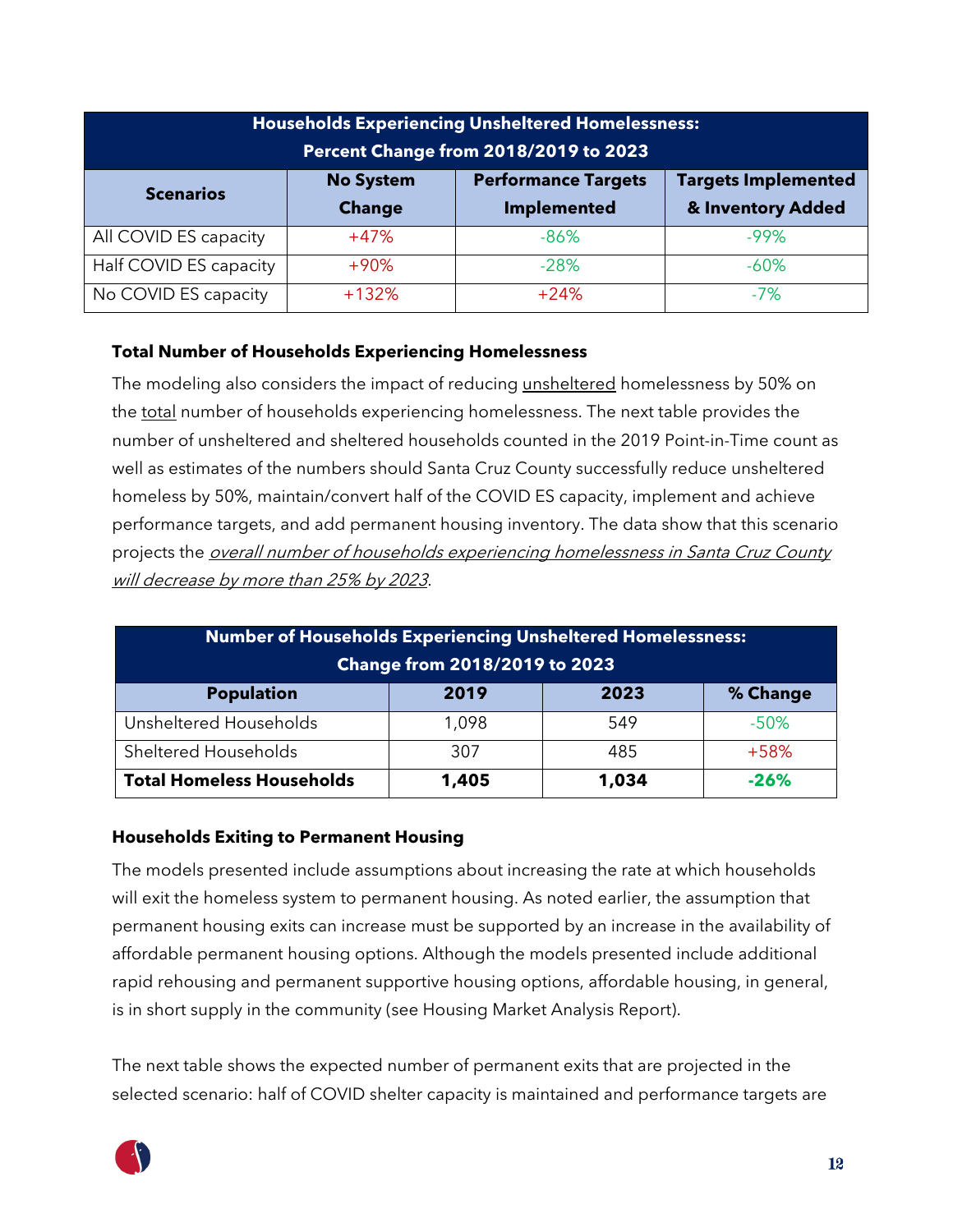| Households Experiencing Unsheltered Homelessness: Percent Change from 2018/2019 to 2023 | | | |
|---|---|---|---|
| **Scenarios** | **No System Change** | **Performance Targets Implemented** | **Targets Implemented & Inventory Added** |
| All COVID ES capacity | +47% | -86% | -99% |
| Half COVID ES capacity | +90% | -28% | -60% |
| No COVID ES capacity | +132% | +24% | -7% |

### Total Number of Households Experiencing Homelessness

The modeling also considers the impact of reducing unsheltered homelessness by 50% on the total number of households experiencing homelessness. The next table provides the number of unsheltered and sheltered households counted in the 2019 Point-in-Time count as well as estimates of the numbers should Santa Cruz County successfully reduce unsheltered homeless by 50%, maintain/convert half of the COVID ES capacity, implement and achieve performance targets, and add permanent housing inventory. The data show that this scenario projects the *overall number of households experiencing homelessness in Santa Cruz County will decrease by more than 25% by 2023*.

| Number of Households Experiencing Unsheltered Homelessness: Change from 2018/2019 to 2023 | | | |
|---|---|---|---|
| **Population** | **2019** | **2023** | **% Change** |
| Unsheltered Households | 1,098 | 549 | -50% |
| Sheltered Households | 307 | 485 | +58% |
| **Total Homeless Households** | **1,405** | **1,034** | **-26%** |

### Households Exiting to Permanent Housing

The models presented include assumptions about increasing the rate at which households will exit the homeless system to permanent housing. As noted earlier, the assumption that permanent housing exits can increase must be supported by an increase in the availability of affordable permanent housing options. Although the models presented include additional rapid rehousing and permanent supportive housing options, affordable housing, in general, is in short supply in the community (see Housing Market Analysis Report).

The next table shows the expected number of permanent exits that are projected in the selected scenario: half of COVID shelter capacity is maintained and performance targets are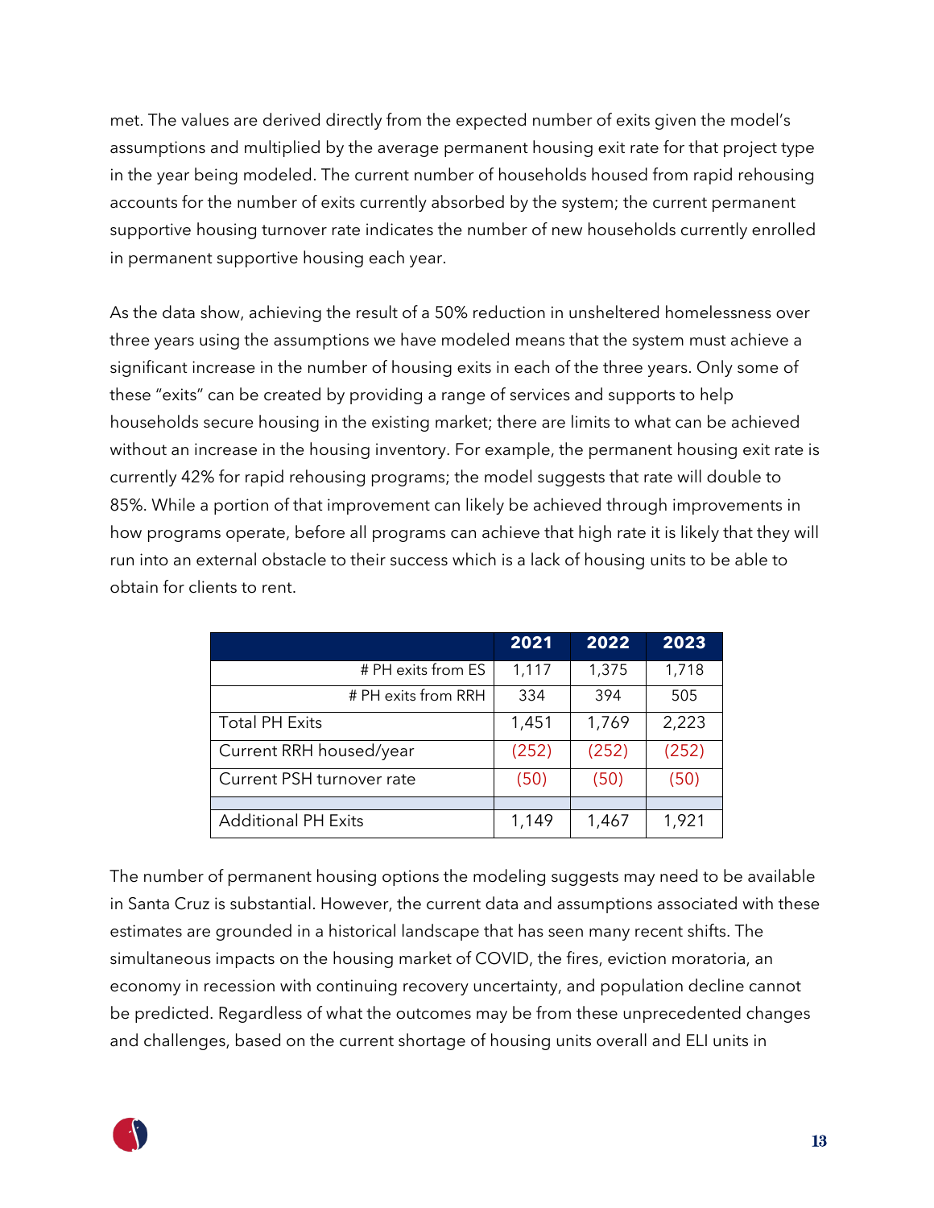met. The values are derived directly from the expected number of exits given the model's assumptions and multiplied by the average permanent housing exit rate for that project type in the year being modeled. The current number of households housed from rapid rehousing accounts for the number of exits currently absorbed by the system; the current permanent supportive housing turnover rate indicates the number of new households currently enrolled in permanent supportive housing each year.

As the data show, achieving the result of a 50% reduction in unsheltered homelessness over three years using the assumptions we have modeled means that the system must achieve a significant increase in the number of housing exits in each of the three years. Only some of these "exits" can be created by providing a range of services and supports to help households secure housing in the existing market; there are limits to what can be achieved without an increase in the housing inventory. For example, the permanent housing exit rate is currently 42% for rapid rehousing programs; the model suggests that rate will double to 85%. While a portion of that improvement can likely be achieved through improvements in how programs operate, before all programs can achieve that high rate it is likely that they will run into an external obstacle to their success which is a lack of housing units to be able to obtain for clients to rent.

| | 2021 | 2022 | 2023 |
|---|---|---|---|
| # PH exits from ES | 1,117 | 1,375 | 1,718 |
| # PH exits from RRH | 334 | 394 | 505 |
| Total PH Exits | 1,451 | 1,769 | 2,223 |
| Current RRH housed/year | (252) | (252) | (252) |
| Current PSH turnover rate | (50) | (50) | (50) |
| | | | |
| Additional PH Exits | 1,149 | 1,467 | 1,921 |

The number of permanent housing options the modeling suggests may need to be available in Santa Cruz is substantial. However, the current data and assumptions associated with these estimates are grounded in a historical landscape that has seen many recent shifts. The simultaneous impacts on the housing market of COVID, the fires, eviction moratoria, an economy in recession with continuing recovery uncertainty, and population decline cannot be predicted. Regardless of what the outcomes may be from these unprecedented changes and challenges, based on the current shortage of housing units overall and ELI units in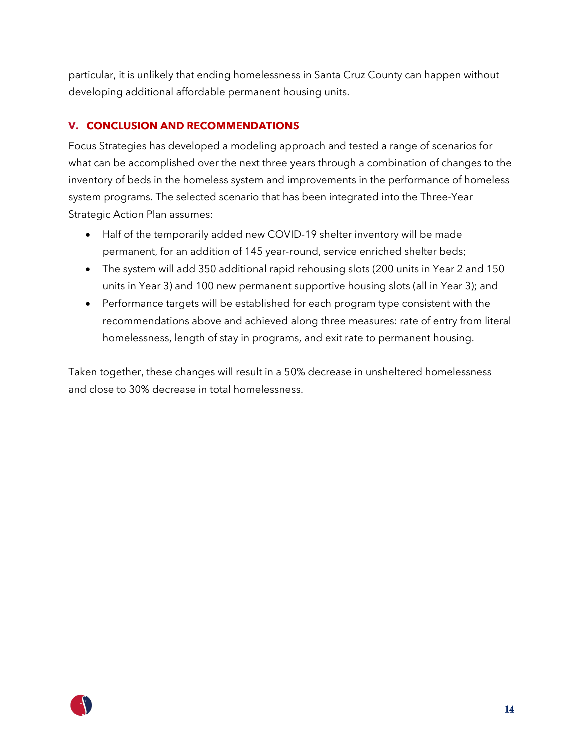particular, it is unlikely that ending homelessness in Santa Cruz County can happen without developing additional affordable permanent housing units.

## V. CONCLUSION AND RECOMMENDATIONS

Focus Strategies has developed a modeling approach and tested a range of scenarios for what can be accomplished over the next three years through a combination of changes to the inventory of beds in the homeless system and improvements in the performance of homeless system programs. The selected scenario that has been integrated into the Three-Year Strategic Action Plan assumes:

- Half of the temporarily added new COVID-19 shelter inventory will be made permanent, for an addition of 145 year-round, service enriched shelter beds;
- The system will add 350 additional rapid rehousing slots (200 units in Year 2 and 150 units in Year 3) and 100 new permanent supportive housing slots (all in Year 3); and
- Performance targets will be established for each program type consistent with the recommendations above and achieved along three measures: rate of entry from literal homelessness, length of stay in programs, and exit rate to permanent housing.

Taken together, these changes will result in a 50% decrease in unsheltered homelessness and close to 30% decrease in total homelessness.